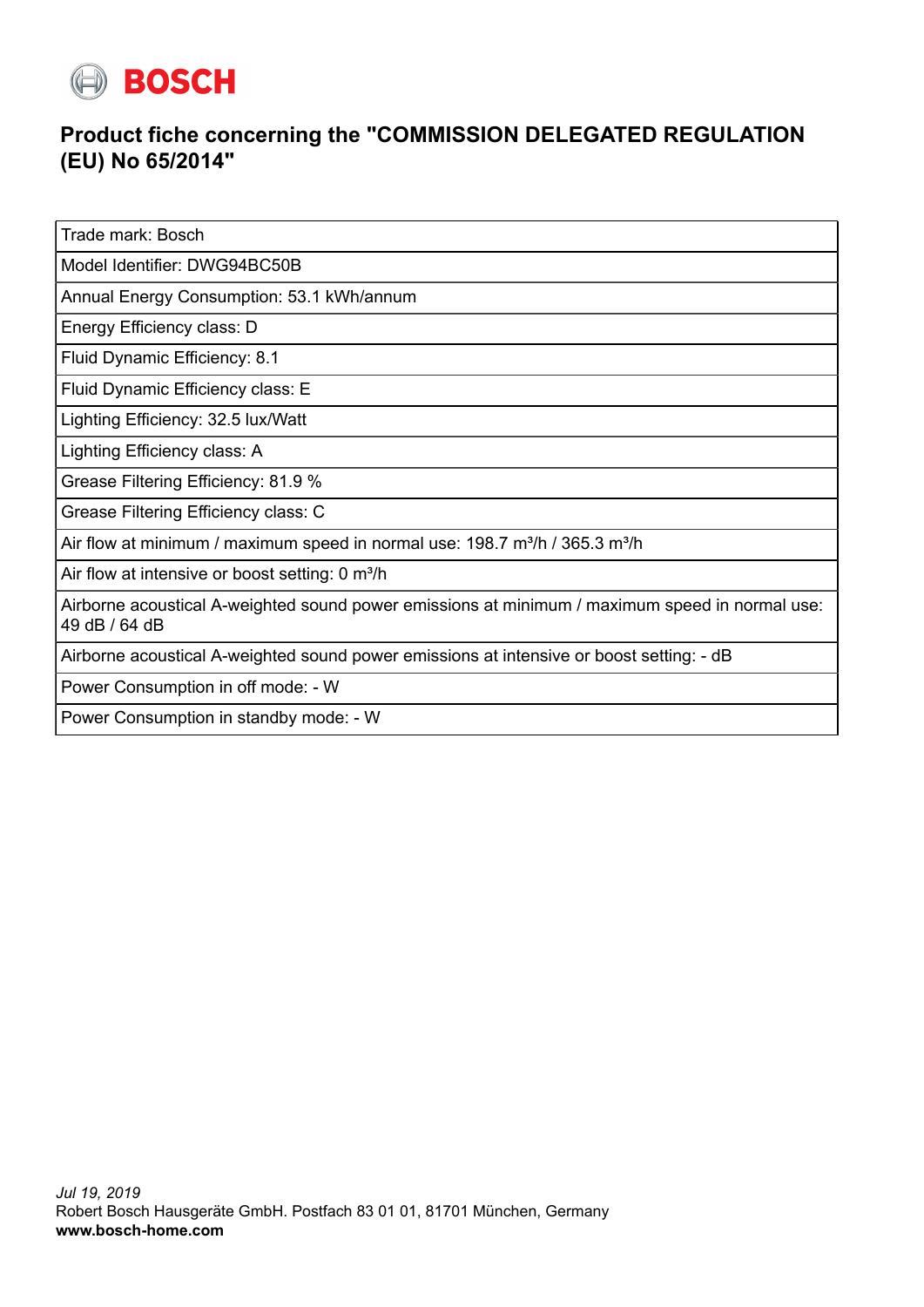BOSCH

# Product fiche concerning the "COMMISSION DELEGATED REGULATION (EU) No 65/2014"

| Trade mark: Bosch |
|---|
| Model Identifier: DWG94BC50B |
| Annual Energy Consumption: 53.1 kWh/annum |
| Energy Efficiency class: D |
| Fluid Dynamic Efficiency: 8.1 |
| Fluid Dynamic Efficiency class: E |
| Lighting Efficiency: 32.5 lux/Watt |
| Lighting Efficiency class: A |
| Grease Filtering Efficiency: 81.9 % |
| Grease Filtering Efficiency class: C |
| Air flow at minimum / maximum speed in normal use: 198.7 m³/h / 365.3 m³/h |
| Air flow at intensive or boost setting: 0 m³/h |
| Airborne acoustical A-weighted sound power emissions at minimum / maximum speed in normal use: 49 dB / 64 dB |
| Airborne acoustical A-weighted sound power emissions at intensive or boost setting: - dB |
| Power Consumption in off mode: - W |
| Power Consumption in standby mode: - W |

*Jul 19, 2019*
Robert Bosch Hausgeräte GmbH. Postfach 83 01 01, 81701 München, Germany
**www.bosch-home.com**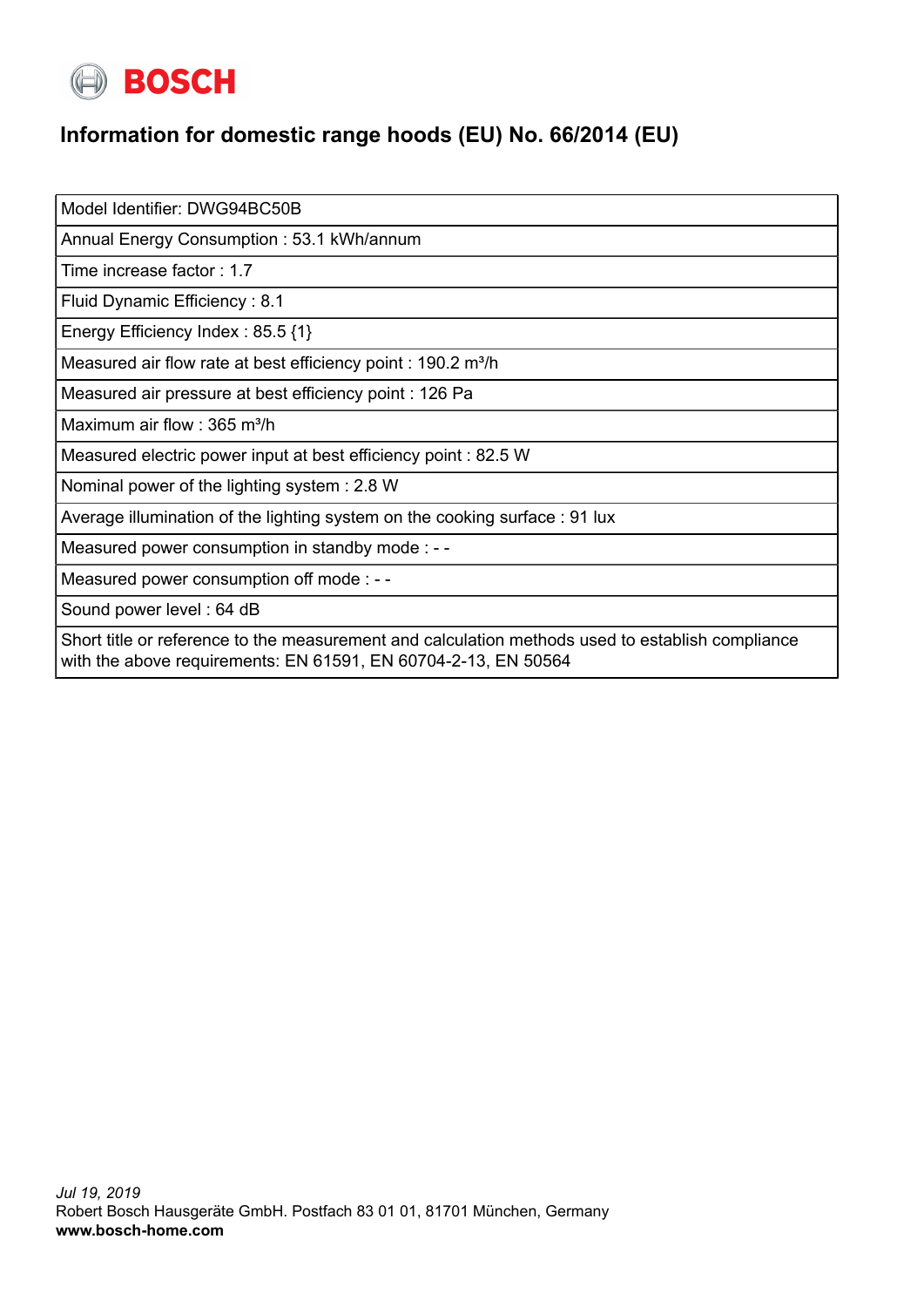BOSCH

## Information for domestic range hoods (EU) No. 66/2014 (EU)

| |
|---|
| Model Identifier: DWG94BC50B |
| Annual Energy Consumption : 53.1 kWh/annum |
| Time increase factor : 1.7 |
| Fluid Dynamic Efficiency : 8.1 |
| Energy Efficiency Index : 85.5 {1} |
| Measured air flow rate at best efficiency point : 190.2 m³/h |
| Measured air pressure at best efficiency point : 126 Pa |
| Maximum air flow : 365 m³/h |
| Measured electric power input at best efficiency point : 82.5 W |
| Nominal power of the lighting system : 2.8 W |
| Average illumination of the lighting system on the cooking surface : 91 lux |
| Measured power consumption in standby mode : - - |
| Measured power consumption off mode : - - |
| Sound power level : 64 dB |
| Short title or reference to the measurement and calculation methods used to establish compliance with the above requirements: EN 61591, EN 60704-2-13, EN 50564 |

*Jul 19, 2019*
Robert Bosch Hausgeräte GmbH. Postfach 83 01 01, 81701 München, Germany
**www.bosch-home.com**